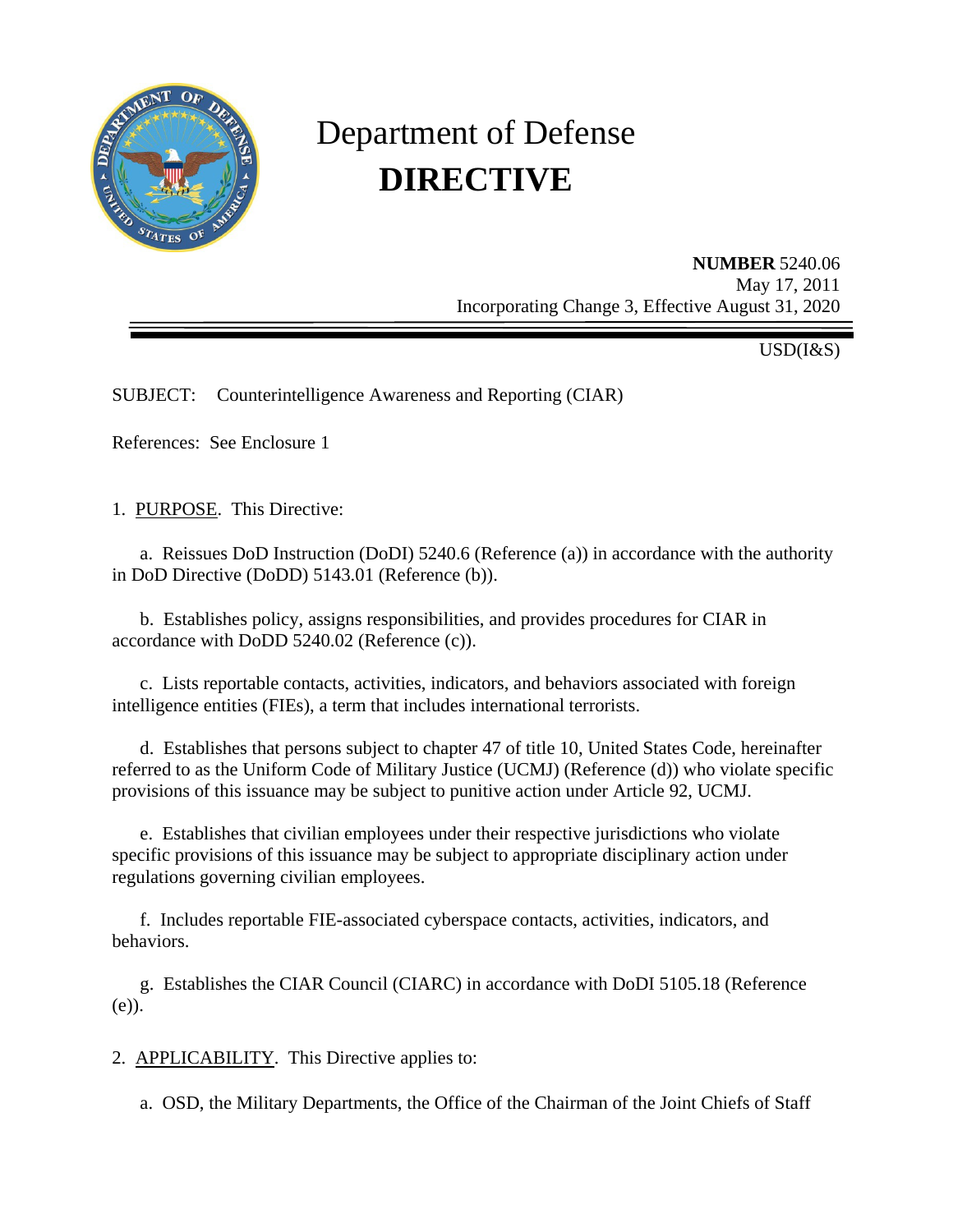# Department of Defense
# DIRECTIVE

**NUMBER** 5240.06
May 17, 2011
Incorporating Change 3, Effective August 31, 2020

USD(I&S)

SUBJECT: Counterintelligence Awareness and Reporting (CIAR)

References: See Enclosure 1

1. PURPOSE. This Directive:

a. Reissues DoD Instruction (DoDI) 5240.6 (Reference (a)) in accordance with the authority in DoD Directive (DoDD) 5143.01 (Reference (b)).

b. Establishes policy, assigns responsibilities, and provides procedures for CIAR in accordance with DoDD 5240.02 (Reference (c)).

c. Lists reportable contacts, activities, indicators, and behaviors associated with foreign intelligence entities (FIEs), a term that includes international terrorists.

d. Establishes that persons subject to chapter 47 of title 10, United States Code, hereinafter referred to as the Uniform Code of Military Justice (UCMJ) (Reference (d)) who violate specific provisions of this issuance may be subject to punitive action under Article 92, UCMJ.

e. Establishes that civilian employees under their respective jurisdictions who violate specific provisions of this issuance may be subject to appropriate disciplinary action under regulations governing civilian employees.

f. Includes reportable FIE-associated cyberspace contacts, activities, indicators, and behaviors.

g. Establishes the CIAR Council (CIARC) in accordance with DoDI 5105.18 (Reference (e)).

2. APPLICABILITY. This Directive applies to:

a. OSD, the Military Departments, the Office of the Chairman of the Joint Chiefs of Staff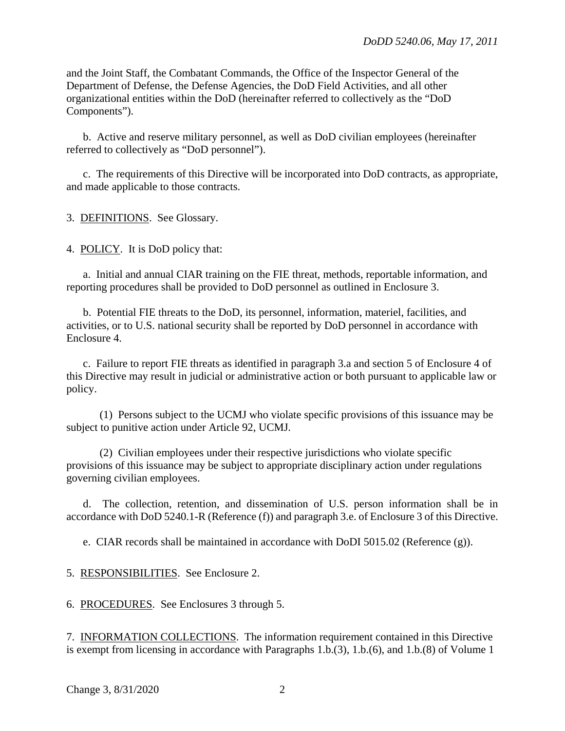and the Joint Staff, the Combatant Commands, the Office of the Inspector General of the Department of Defense, the Defense Agencies, the DoD Field Activities, and all other organizational entities within the DoD (hereinafter referred to collectively as the "DoD Components").

b. Active and reserve military personnel, as well as DoD civilian employees (hereinafter referred to collectively as "DoD personnel").

c. The requirements of this Directive will be incorporated into DoD contracts, as appropriate, and made applicable to those contracts.

3. DEFINITIONS. See Glossary.

4. POLICY. It is DoD policy that:

a. Initial and annual CIAR training on the FIE threat, methods, reportable information, and reporting procedures shall be provided to DoD personnel as outlined in Enclosure 3.

b. Potential FIE threats to the DoD, its personnel, information, materiel, facilities, and activities, or to U.S. national security shall be reported by DoD personnel in accordance with Enclosure 4.

c. Failure to report FIE threats as identified in paragraph 3.a and section 5 of Enclosure 4 of this Directive may result in judicial or administrative action or both pursuant to applicable law or policy.

(1) Persons subject to the UCMJ who violate specific provisions of this issuance may be subject to punitive action under Article 92, UCMJ.

(2) Civilian employees under their respective jurisdictions who violate specific provisions of this issuance may be subject to appropriate disciplinary action under regulations governing civilian employees.

d. The collection, retention, and dissemination of U.S. person information shall be in accordance with DoD 5240.1-R (Reference (f)) and paragraph 3.e. of Enclosure 3 of this Directive.

e. CIAR records shall be maintained in accordance with DoDI 5015.02 (Reference (g)).

5. RESPONSIBILITIES. See Enclosure 2.

6. PROCEDURES. See Enclosures 3 through 5.

7. INFORMATION COLLECTIONS. The information requirement contained in this Directive is exempt from licensing in accordance with Paragraphs 1.b.(3), 1.b.(6), and 1.b.(8) of Volume 1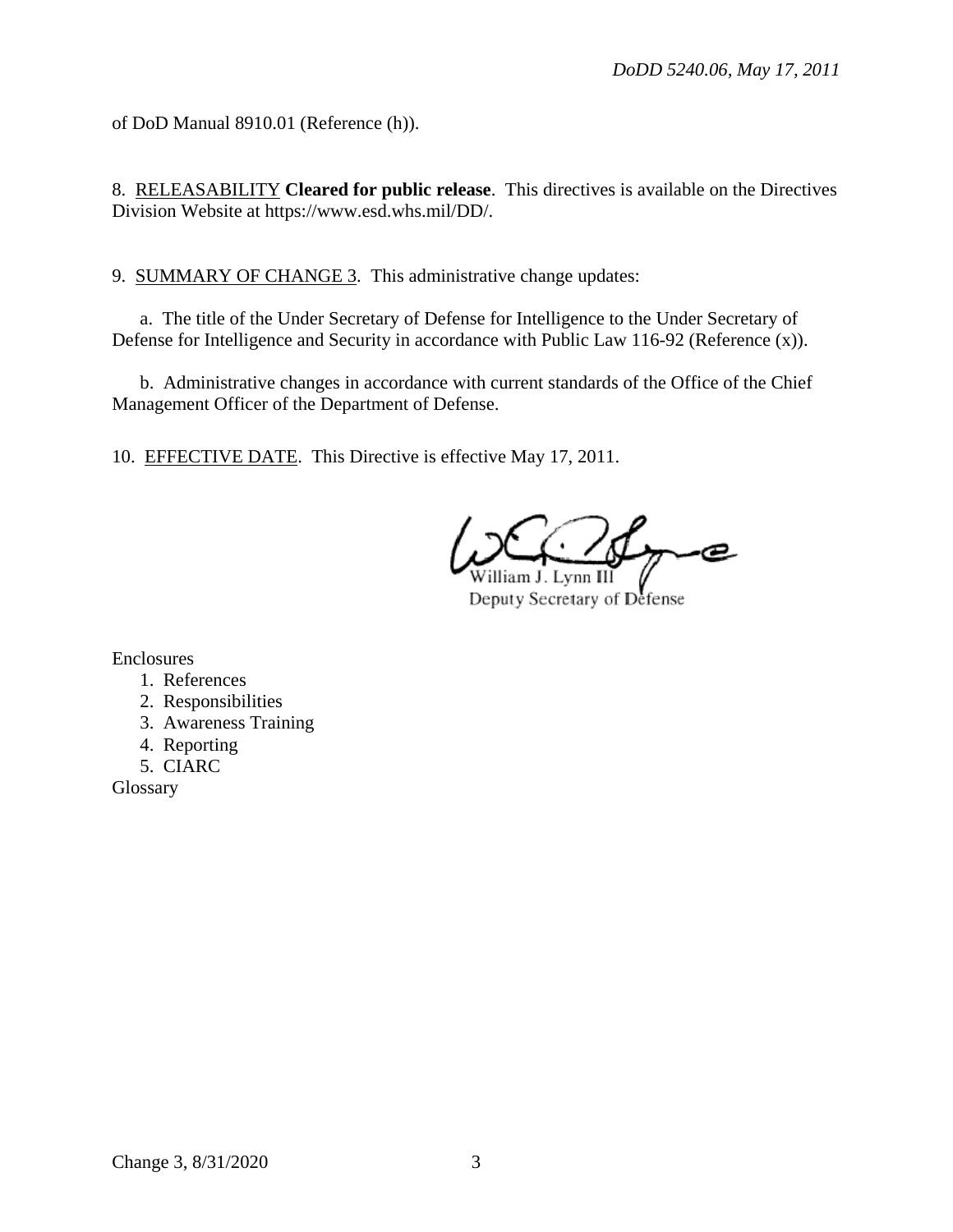of DoD Manual 8910.01 (Reference (h)).

8. RELEASABILITY **Cleared for public release**. This directives is available on the Directives Division Website at https://www.esd.whs.mil/DD/.

9. SUMMARY OF CHANGE 3. This administrative change updates:

a. The title of the Under Secretary of Defense for Intelligence to the Under Secretary of Defense for Intelligence and Security in accordance with Public Law 116-92 (Reference (x)).

b. Administrative changes in accordance with current standards of the Office of the Chief Management Officer of the Department of Defense.

10. EFFECTIVE DATE. This Directive is effective May 17, 2011.

William J. Lynn III
Deputy Secretary of Defense

Enclosures
1. References
2. Responsibilities
3. Awareness Training
4. Reporting
5. CIARC

Glossary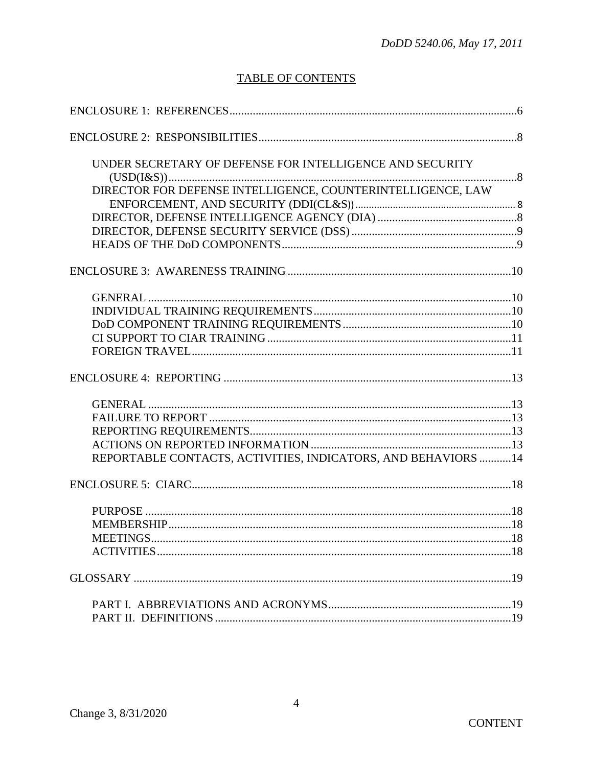## TABLE OF CONTENTS

ENCLOSURE 1: REFERENCES .....6

ENCLOSURE 2: RESPONSIBILITIES .....8

- UNDER SECRETARY OF DEFENSE FOR INTELLIGENCE AND SECURITY (USD(I&S)) .....8
- DIRECTOR FOR DEFENSE INTELLIGENCE, COUNTERINTELLIGENCE, LAW ENFORCEMENT, AND SECURITY (DDI(CL&S)) .....8
- DIRECTOR, DEFENSE INTELLIGENCE AGENCY (DIA) .....8
- DIRECTOR, DEFENSE SECURITY SERVICE (DSS) .....9
- HEADS OF THE DoD COMPONENTS .....9

ENCLOSURE 3: AWARENESS TRAINING .....10

- GENERAL .....10
- INDIVIDUAL TRAINING REQUIREMENTS .....10
- DoD COMPONENT TRAINING REQUIREMENTS .....10
- CI SUPPORT TO CIAR TRAINING .....11
- FOREIGN TRAVEL .....11

ENCLOSURE 4: REPORTING .....13

- GENERAL .....13
- FAILURE TO REPORT .....13
- REPORTING REQUIREMENTS .....13
- ACTIONS ON REPORTED INFORMATION .....13
- REPORTABLE CONTACTS, ACTIVITIES, INDICATORS, AND BEHAVIORS .....14

ENCLOSURE 5: CIARC .....18

- PURPOSE .....18
- MEMBERSHIP .....18
- MEETINGS .....18
- ACTIVITIES .....18

GLOSSARY .....19

- PART I. ABBREVIATIONS AND ACRONYMS .....19
- PART II. DEFINITIONS .....19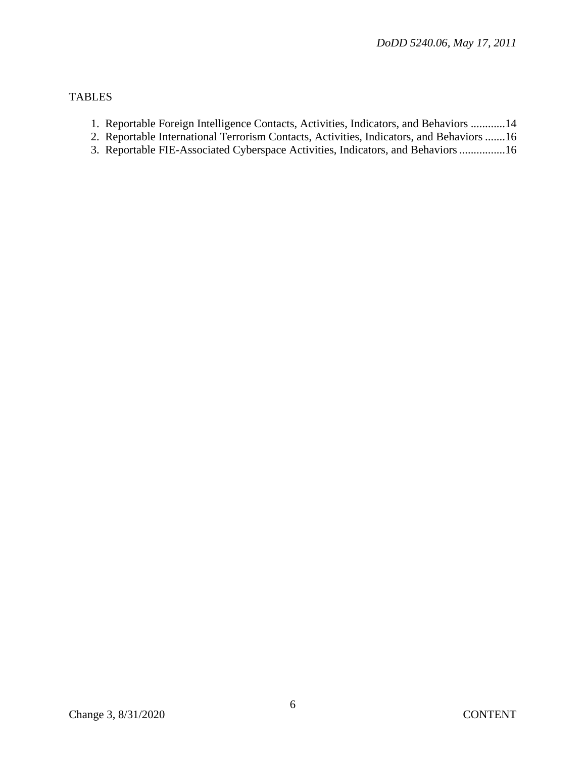TABLES

1. Reportable Foreign Intelligence Contacts, Activities, Indicators, and Behaviors ............14
2. Reportable International Terrorism Contacts, Activities, Indicators, and Behaviors .......16
3. Reportable FIE-Associated Cyberspace Activities, Indicators, and Behaviors ................16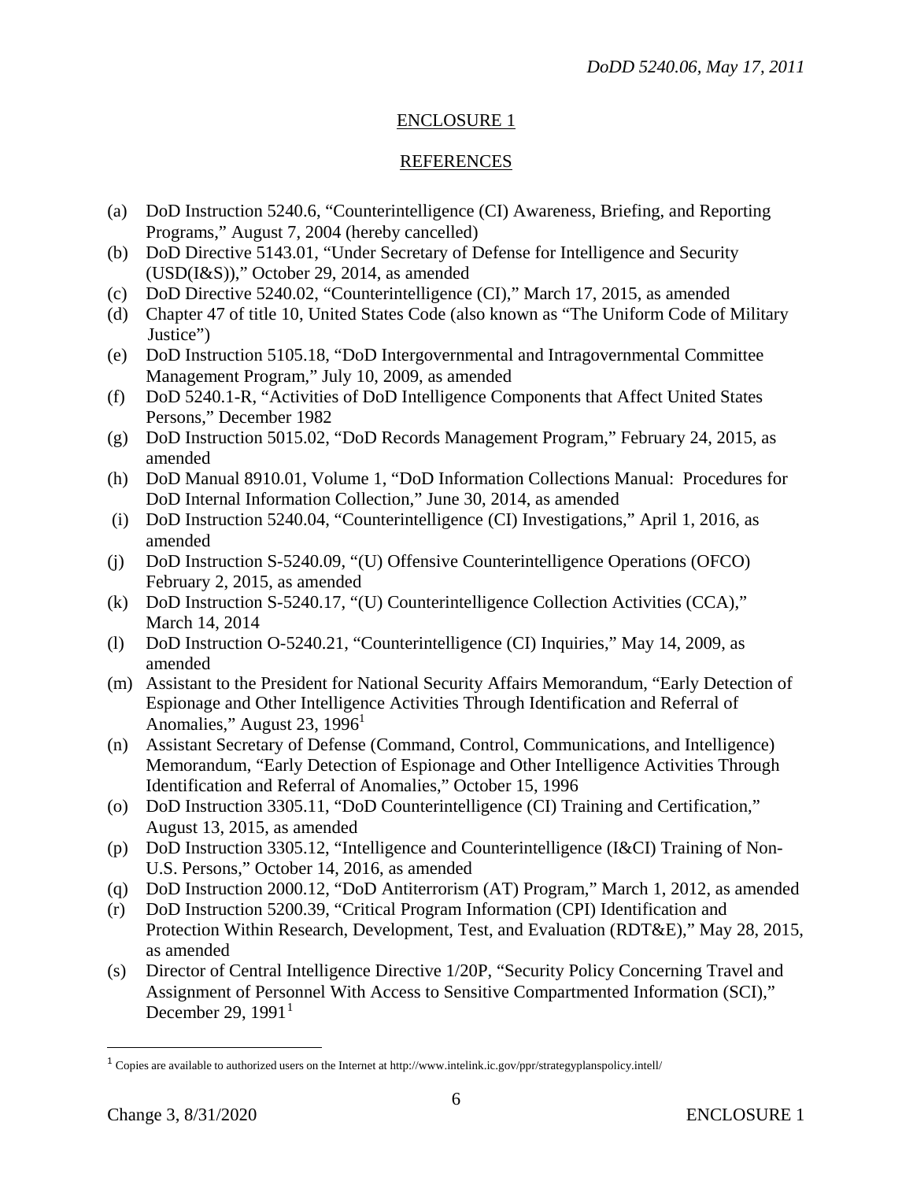## ENCLOSURE 1

## REFERENCES

(a) DoD Instruction 5240.6, "Counterintelligence (CI) Awareness, Briefing, and Reporting Programs," August 7, 2004 (hereby cancelled)
(b) DoD Directive 5143.01, "Under Secretary of Defense for Intelligence and Security (USD(I&S))," October 29, 2014, as amended
(c) DoD Directive 5240.02, "Counterintelligence (CI)," March 17, 2015, as amended
(d) Chapter 47 of title 10, United States Code (also known as "The Uniform Code of Military Justice")
(e) DoD Instruction 5105.18, "DoD Intergovernmental and Intragovernmental Committee Management Program," July 10, 2009, as amended
(f) DoD 5240.1-R, "Activities of DoD Intelligence Components that Affect United States Persons," December 1982
(g) DoD Instruction 5015.02, "DoD Records Management Program," February 24, 2015, as amended
(h) DoD Manual 8910.01, Volume 1, "DoD Information Collections Manual: Procedures for DoD Internal Information Collection," June 30, 2014, as amended
(i) DoD Instruction 5240.04, "Counterintelligence (CI) Investigations," April 1, 2016, as amended
(j) DoD Instruction S-5240.09, "(U) Offensive Counterintelligence Operations (OFCO) February 2, 2015, as amended
(k) DoD Instruction S-5240.17, "(U) Counterintelligence Collection Activities (CCA)," March 14, 2014
(l) DoD Instruction O-5240.21, "Counterintelligence (CI) Inquiries," May 14, 2009, as amended
(m) Assistant to the President for National Security Affairs Memorandum, "Early Detection of Espionage and Other Intelligence Activities Through Identification and Referral of Anomalies," August 23, 1996[1]
(n) Assistant Secretary of Defense (Command, Control, Communications, and Intelligence) Memorandum, "Early Detection of Espionage and Other Intelligence Activities Through Identification and Referral of Anomalies," October 15, 1996
(o) DoD Instruction 3305.11, "DoD Counterintelligence (CI) Training and Certification," August 13, 2015, as amended
(p) DoD Instruction 3305.12, "Intelligence and Counterintelligence (I&CI) Training of Non-U.S. Persons," October 14, 2016, as amended
(q) DoD Instruction 2000.12, "DoD Antiterrorism (AT) Program," March 1, 2012, as amended
(r) DoD Instruction 5200.39, "Critical Program Information (CPI) Identification and Protection Within Research, Development, Test, and Evaluation (RDT&E)," May 28, 2015, as amended
(s) Director of Central Intelligence Directive 1/20P, "Security Policy Concerning Travel and Assignment of Personnel With Access to Sensitive Compartmented Information (SCI)," December 29, 1991[1]

---

[1] Copies are available to authorized users on the Internet at http://www.intelink.ic.gov/ppr/strategyplanspolicy.intell/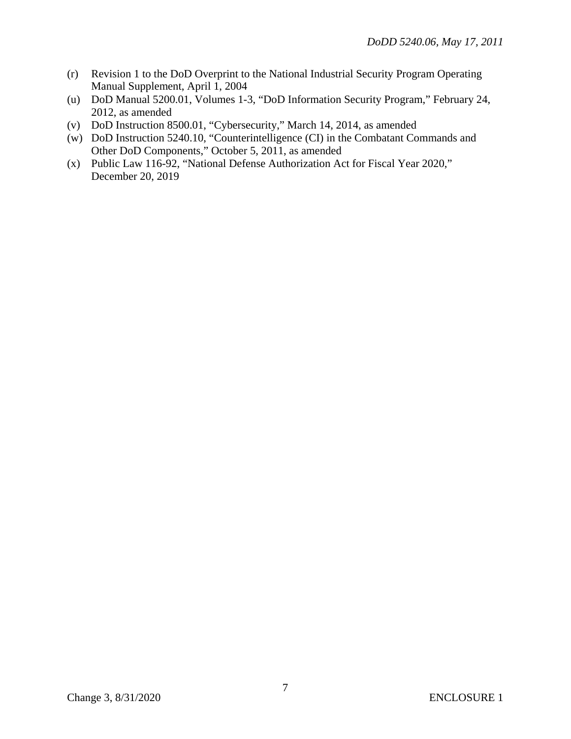(r) Revision 1 to the DoD Overprint to the National Industrial Security Program Operating Manual Supplement, April 1, 2004

(u) DoD Manual 5200.01, Volumes 1-3, "DoD Information Security Program," February 24, 2012, as amended

(v) DoD Instruction 8500.01, "Cybersecurity," March 14, 2014, as amended

(w) DoD Instruction 5240.10, "Counterintelligence (CI) in the Combatant Commands and Other DoD Components," October 5, 2011, as amended

(x) Public Law 116-92, "National Defense Authorization Act for Fiscal Year 2020," December 20, 2019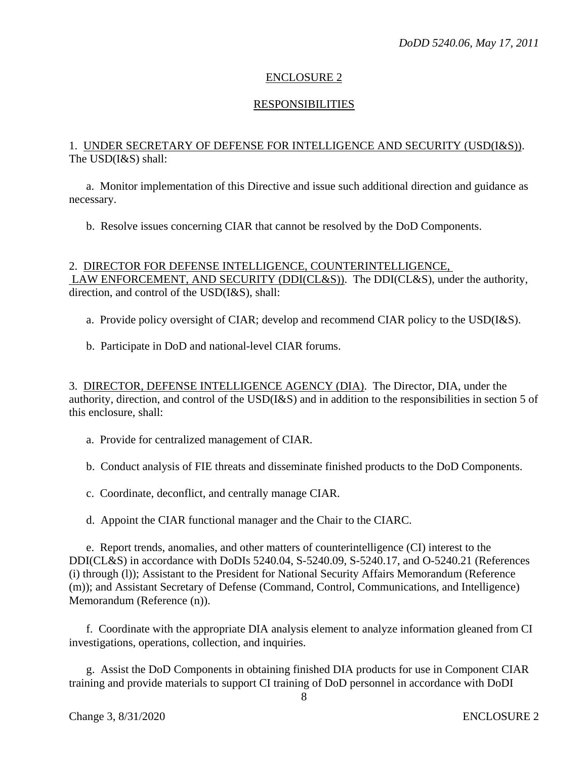## ENCLOSURE 2

## RESPONSIBILITIES

1. UNDER SECRETARY OF DEFENSE FOR INTELLIGENCE AND SECURITY (USD(I&S)). The USD(I&S) shall:

a. Monitor implementation of this Directive and issue such additional direction and guidance as necessary.

b. Resolve issues concerning CIAR that cannot be resolved by the DoD Components.

2. DIRECTOR FOR DEFENSE INTELLIGENCE, COUNTERINTELLIGENCE, LAW ENFORCEMENT, AND SECURITY (DDI(CL&S)). The DDI(CL&S), under the authority, direction, and control of the USD(I&S), shall:

a. Provide policy oversight of CIAR; develop and recommend CIAR policy to the USD(I&S).

b. Participate in DoD and national-level CIAR forums.

3. DIRECTOR, DEFENSE INTELLIGENCE AGENCY (DIA). The Director, DIA, under the authority, direction, and control of the USD(I&S) and in addition to the responsibilities in section 5 of this enclosure, shall:

a. Provide for centralized management of CIAR.

b. Conduct analysis of FIE threats and disseminate finished products to the DoD Components.

c. Coordinate, deconflict, and centrally manage CIAR.

d. Appoint the CIAR functional manager and the Chair to the CIARC.

e. Report trends, anomalies, and other matters of counterintelligence (CI) interest to the DDI(CL&S) in accordance with DoDIs 5240.04, S-5240.09, S-5240.17, and O-5240.21 (References (i) through (l)); Assistant to the President for National Security Affairs Memorandum (Reference (m)); and Assistant Secretary of Defense (Command, Control, Communications, and Intelligence) Memorandum (Reference (n)).

f. Coordinate with the appropriate DIA analysis element to analyze information gleaned from CI investigations, operations, collection, and inquiries.

g. Assist the DoD Components in obtaining finished DIA products for use in Component CIAR training and provide materials to support CI training of DoD personnel in accordance with DoDI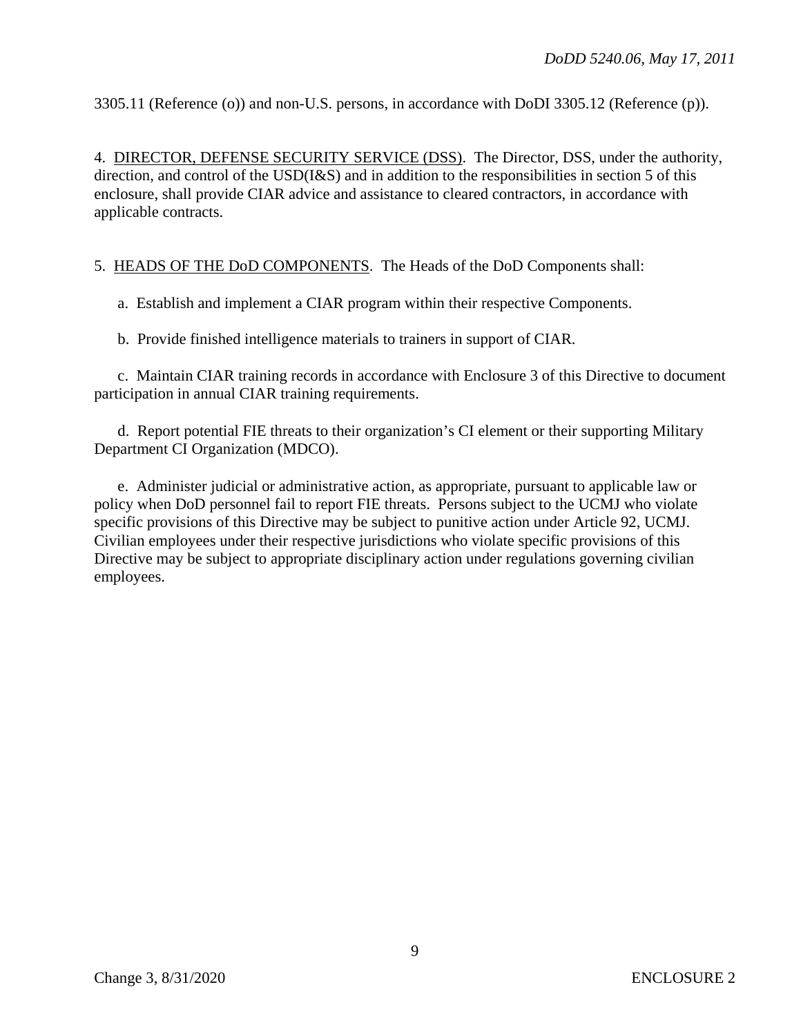3305.11 (Reference (o)) and non-U.S. persons, in accordance with DoDI 3305.12 (Reference (p)).

4. DIRECTOR, DEFENSE SECURITY SERVICE (DSS). The Director, DSS, under the authority, direction, and control of the USD(I&S) and in addition to the responsibilities in section 5 of this enclosure, shall provide CIAR advice and assistance to cleared contractors, in accordance with applicable contracts.

5. HEADS OF THE DoD COMPONENTS. The Heads of the DoD Components shall:

a. Establish and implement a CIAR program within their respective Components.

b. Provide finished intelligence materials to trainers in support of CIAR.

c. Maintain CIAR training records in accordance with Enclosure 3 of this Directive to document participation in annual CIAR training requirements.

d. Report potential FIE threats to their organization's CI element or their supporting Military Department CI Organization (MDCO).

e. Administer judicial or administrative action, as appropriate, pursuant to applicable law or policy when DoD personnel fail to report FIE threats. Persons subject to the UCMJ who violate specific provisions of this Directive may be subject to punitive action under Article 92, UCMJ. Civilian employees under their respective jurisdictions who violate specific provisions of this Directive may be subject to appropriate disciplinary action under regulations governing civilian employees.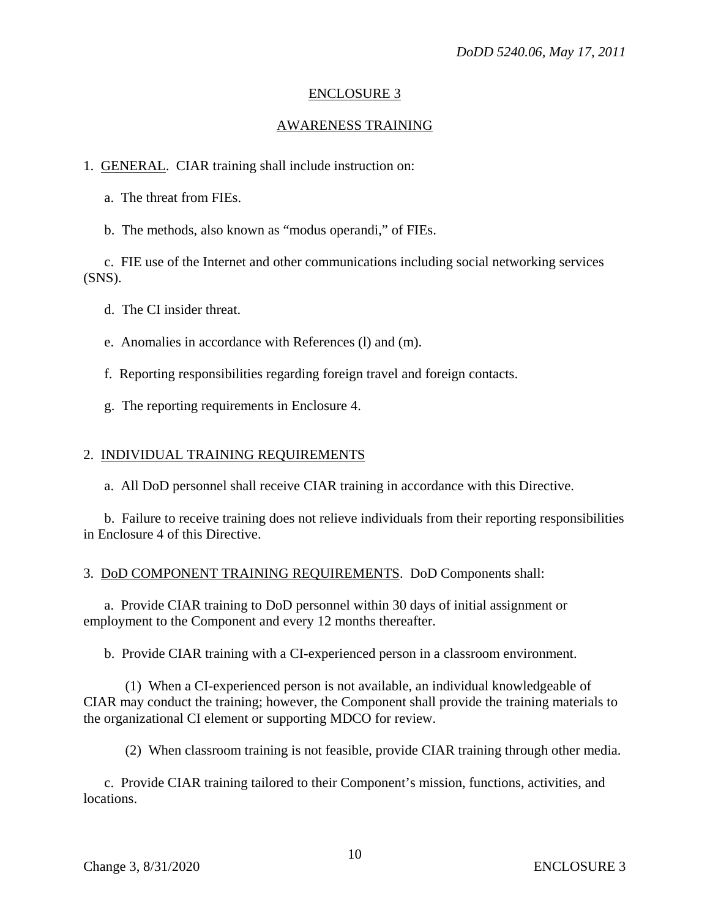## ENCLOSURE 3

## AWARENESS TRAINING

1. GENERAL. CIAR training shall include instruction on:

   a. The threat from FIEs.

   b. The methods, also known as "modus operandi," of FIEs.

   c. FIE use of the Internet and other communications including social networking services (SNS).

   d. The CI insider threat.

   e. Anomalies in accordance with References (l) and (m).

   f. Reporting responsibilities regarding foreign travel and foreign contacts.

   g. The reporting requirements in Enclosure 4.

2. INDIVIDUAL TRAINING REQUIREMENTS

   a. All DoD personnel shall receive CIAR training in accordance with this Directive.

   b. Failure to receive training does not relieve individuals from their reporting responsibilities in Enclosure 4 of this Directive.

3. DoD COMPONENT TRAINING REQUIREMENTS. DoD Components shall:

   a. Provide CIAR training to DoD personnel within 30 days of initial assignment or employment to the Component and every 12 months thereafter.

   b. Provide CIAR training with a CI-experienced person in a classroom environment.

      (1) When a CI-experienced person is not available, an individual knowledgeable of CIAR may conduct the training; however, the Component shall provide the training materials to the organizational CI element or supporting MDCO for review.

      (2) When classroom training is not feasible, provide CIAR training through other media.

   c. Provide CIAR training tailored to their Component's mission, functions, activities, and locations.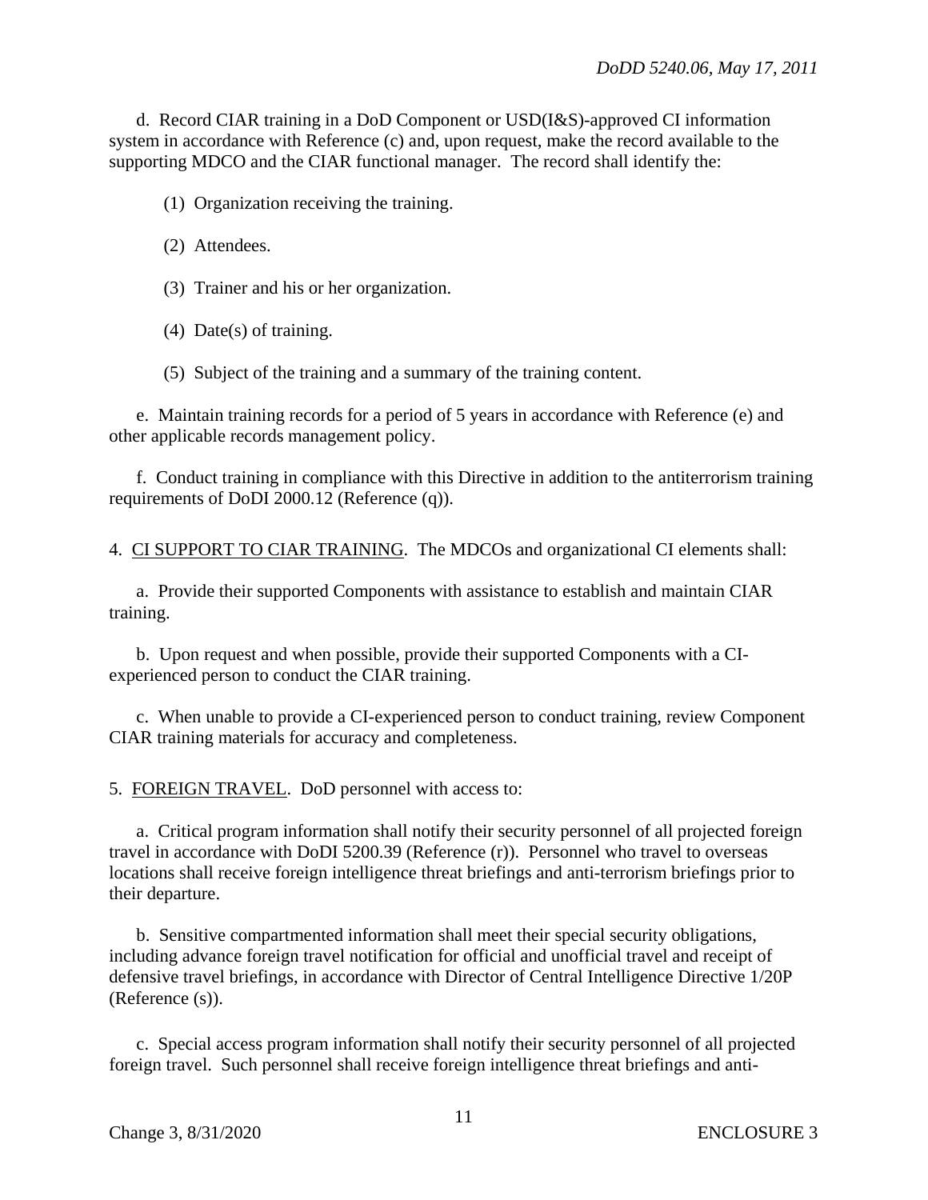d. Record CIAR training in a DoD Component or USD(I&S)-approved CI information system in accordance with Reference (c) and, upon request, make the record available to the supporting MDCO and the CIAR functional manager. The record shall identify the:

(1) Organization receiving the training.

(2) Attendees.

(3) Trainer and his or her organization.

(4) Date(s) of training.

(5) Subject of the training and a summary of the training content.

e. Maintain training records for a period of 5 years in accordance with Reference (e) and other applicable records management policy.

f. Conduct training in compliance with this Directive in addition to the antiterrorism training requirements of DoDI 2000.12 (Reference (q)).

4. CI SUPPORT TO CIAR TRAINING. The MDCOs and organizational CI elements shall:

a. Provide their supported Components with assistance to establish and maintain CIAR training.

b. Upon request and when possible, provide their supported Components with a CI-experienced person to conduct the CIAR training.

c. When unable to provide a CI-experienced person to conduct training, review Component CIAR training materials for accuracy and completeness.

5. FOREIGN TRAVEL. DoD personnel with access to:

a. Critical program information shall notify their security personnel of all projected foreign travel in accordance with DoDI 5200.39 (Reference (r)). Personnel who travel to overseas locations shall receive foreign intelligence threat briefings and anti-terrorism briefings prior to their departure.

b. Sensitive compartmented information shall meet their special security obligations, including advance foreign travel notification for official and unofficial travel and receipt of defensive travel briefings, in accordance with Director of Central Intelligence Directive 1/20P (Reference (s)).

c. Special access program information shall notify their security personnel of all projected foreign travel. Such personnel shall receive foreign intelligence threat briefings and anti-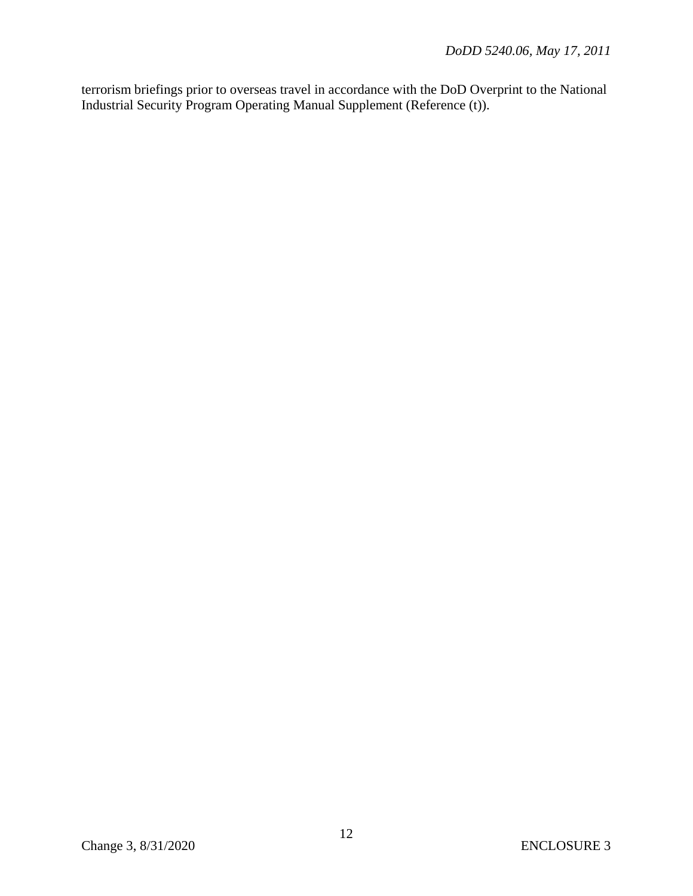terrorism briefings prior to overseas travel in accordance with the DoD Overprint to the National Industrial Security Program Operating Manual Supplement (Reference (t)).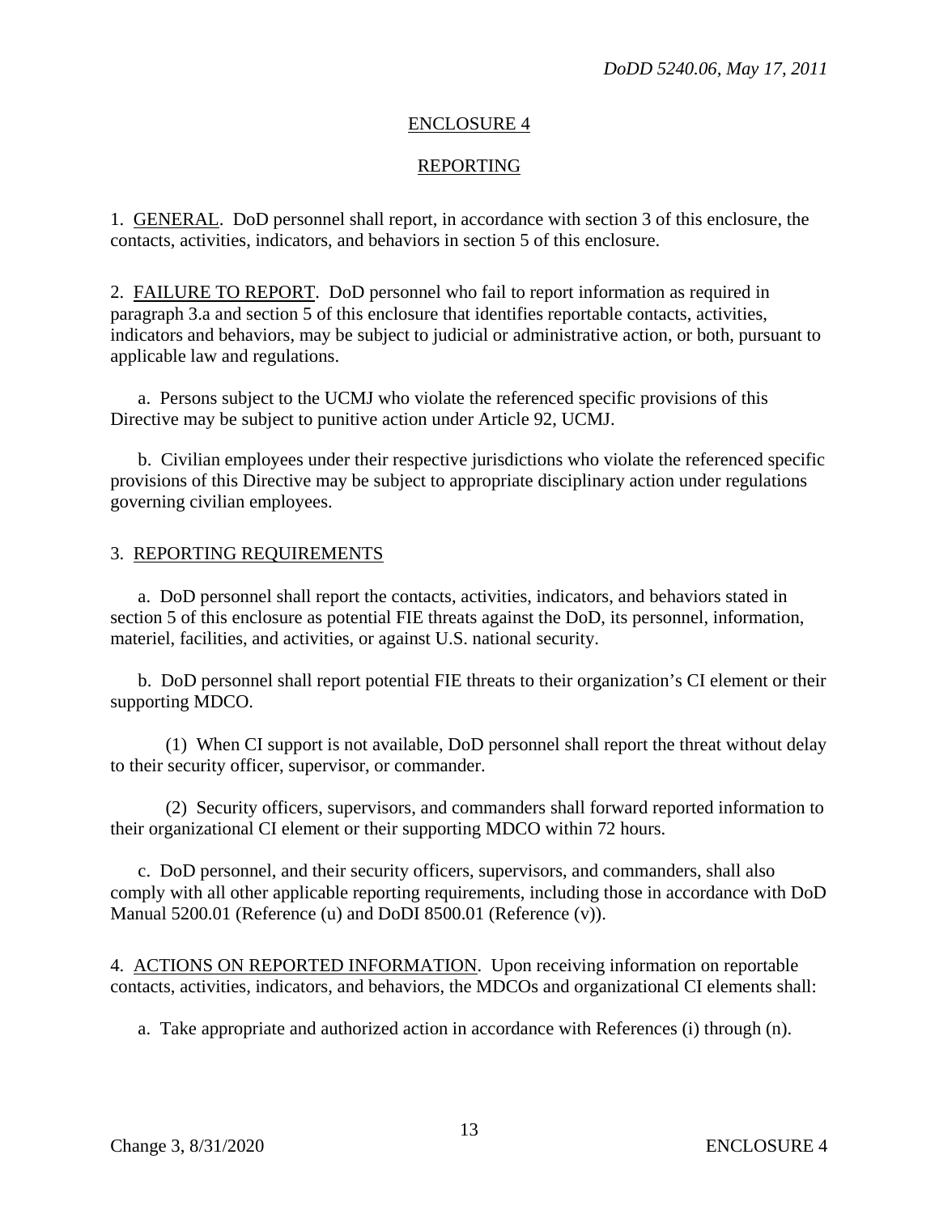## ENCLOSURE 4

## REPORTING

1. GENERAL. DoD personnel shall report, in accordance with section 3 of this enclosure, the contacts, activities, indicators, and behaviors in section 5 of this enclosure.

2. FAILURE TO REPORT. DoD personnel who fail to report information as required in paragraph 3.a and section 5 of this enclosure that identifies reportable contacts, activities, indicators and behaviors, may be subject to judicial or administrative action, or both, pursuant to applicable law and regulations.

a. Persons subject to the UCMJ who violate the referenced specific provisions of this Directive may be subject to punitive action under Article 92, UCMJ.

b. Civilian employees under their respective jurisdictions who violate the referenced specific provisions of this Directive may be subject to appropriate disciplinary action under regulations governing civilian employees.

3. REPORTING REQUIREMENTS

a. DoD personnel shall report the contacts, activities, indicators, and behaviors stated in section 5 of this enclosure as potential FIE threats against the DoD, its personnel, information, materiel, facilities, and activities, or against U.S. national security.

b. DoD personnel shall report potential FIE threats to their organization's CI element or their supporting MDCO.

(1) When CI support is not available, DoD personnel shall report the threat without delay to their security officer, supervisor, or commander.

(2) Security officers, supervisors, and commanders shall forward reported information to their organizational CI element or their supporting MDCO within 72 hours.

c. DoD personnel, and their security officers, supervisors, and commanders, shall also comply with all other applicable reporting requirements, including those in accordance with DoD Manual 5200.01 (Reference (u) and DoDI 8500.01 (Reference (v)).

4. ACTIONS ON REPORTED INFORMATION. Upon receiving information on reportable contacts, activities, indicators, and behaviors, the MDCOs and organizational CI elements shall:

a. Take appropriate and authorized action in accordance with References (i) through (n).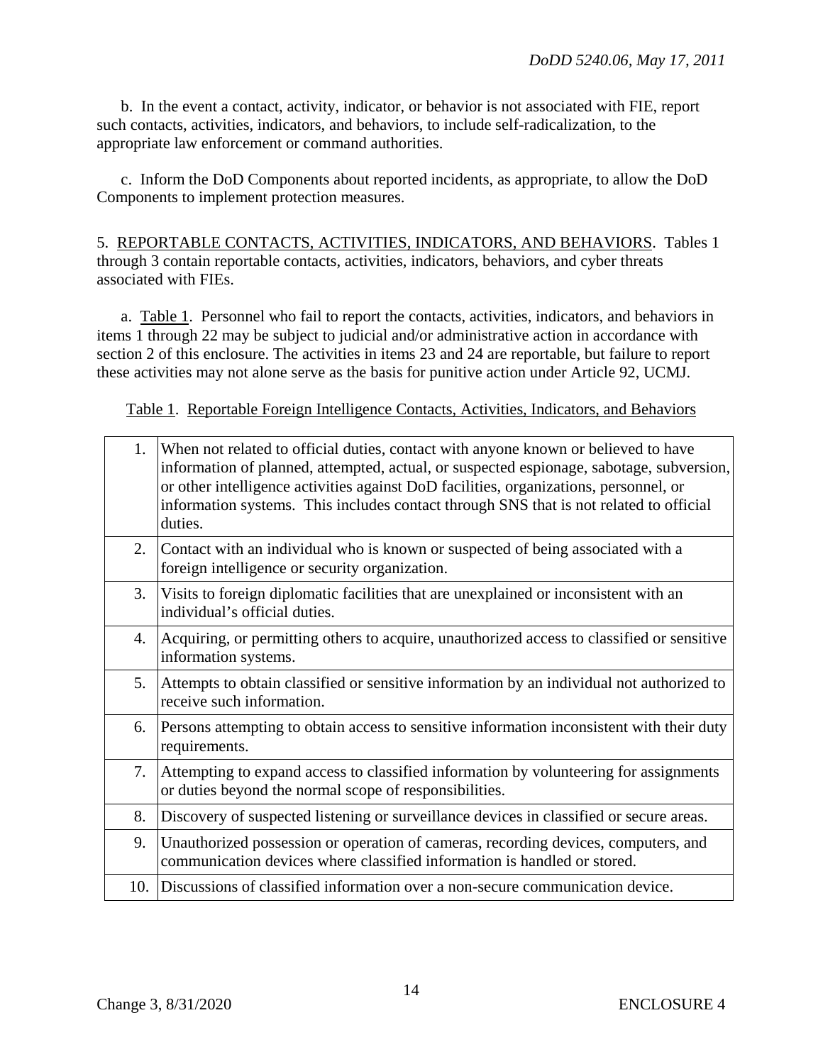b. In the event a contact, activity, indicator, or behavior is not associated with FIE, report such contacts, activities, indicators, and behaviors, to include self-radicalization, to the appropriate law enforcement or command authorities.

c. Inform the DoD Components about reported incidents, as appropriate, to allow the DoD Components to implement protection measures.

5. REPORTABLE CONTACTS, ACTIVITIES, INDICATORS, AND BEHAVIORS. Tables 1 through 3 contain reportable contacts, activities, indicators, behaviors, and cyber threats associated with FIEs.

a. Table 1. Personnel who fail to report the contacts, activities, indicators, and behaviors in items 1 through 22 may be subject to judicial and/or administrative action in accordance with section 2 of this enclosure. The activities in items 23 and 24 are reportable, but failure to report these activities may not alone serve as the basis for punitive action under Article 92, UCMJ.

Table 1. Reportable Foreign Intelligence Contacts, Activities, Indicators, and Behaviors

| | |
|---|---|
| 1. | When not related to official duties, contact with anyone known or believed to have information of planned, attempted, actual, or suspected espionage, sabotage, subversion, or other intelligence activities against DoD facilities, organizations, personnel, or information systems. This includes contact through SNS that is not related to official duties. |
| 2. | Contact with an individual who is known or suspected of being associated with a foreign intelligence or security organization. |
| 3. | Visits to foreign diplomatic facilities that are unexplained or inconsistent with an individual's official duties. |
| 4. | Acquiring, or permitting others to acquire, unauthorized access to classified or sensitive information systems. |
| 5. | Attempts to obtain classified or sensitive information by an individual not authorized to receive such information. |
| 6. | Persons attempting to obtain access to sensitive information inconsistent with their duty requirements. |
| 7. | Attempting to expand access to classified information by volunteering for assignments or duties beyond the normal scope of responsibilities. |
| 8. | Discovery of suspected listening or surveillance devices in classified or secure areas. |
| 9. | Unauthorized possession or operation of cameras, recording devices, computers, and communication devices where classified information is handled or stored. |
| 10. | Discussions of classified information over a non-secure communication device. |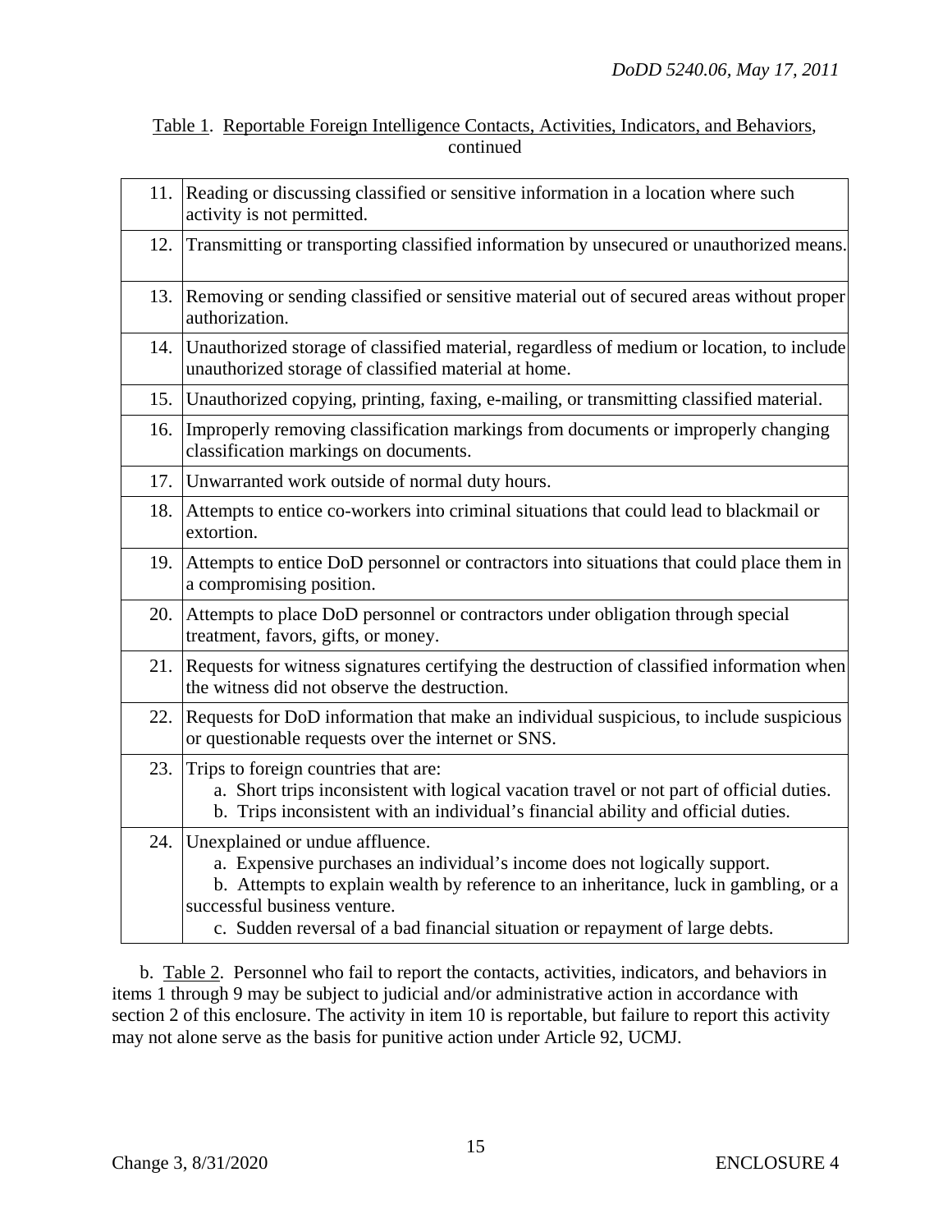Table 1. Reportable Foreign Intelligence Contacts, Activities, Indicators, and Behaviors, continued

| | |
|---|---|
| 11. | Reading or discussing classified or sensitive information in a location where such activity is not permitted. |
| 12. | Transmitting or transporting classified information by unsecured or unauthorized means. |
| 13. | Removing or sending classified or sensitive material out of secured areas without proper authorization. |
| 14. | Unauthorized storage of classified material, regardless of medium or location, to include unauthorized storage of classified material at home. |
| 15. | Unauthorized copying, printing, faxing, e-mailing, or transmitting classified material. |
| 16. | Improperly removing classification markings from documents or improperly changing classification markings on documents. |
| 17. | Unwarranted work outside of normal duty hours. |
| 18. | Attempts to entice co-workers into criminal situations that could lead to blackmail or extortion. |
| 19. | Attempts to entice DoD personnel or contractors into situations that could place them in a compromising position. |
| 20. | Attempts to place DoD personnel or contractors under obligation through special treatment, favors, gifts, or money. |
| 21. | Requests for witness signatures certifying the destruction of classified information when the witness did not observe the destruction. |
| 22. | Requests for DoD information that make an individual suspicious, to include suspicious or questionable requests over the internet or SNS. |
| 23. | Trips to foreign countries that are:<br>a. Short trips inconsistent with logical vacation travel or not part of official duties.<br>b. Trips inconsistent with an individual's financial ability and official duties. |
| 24. | Unexplained or undue affluence.<br>a. Expensive purchases an individual's income does not logically support.<br>b. Attempts to explain wealth by reference to an inheritance, luck in gambling, or a successful business venture.<br>c. Sudden reversal of a bad financial situation or repayment of large debts. |

b. Table 2. Personnel who fail to report the contacts, activities, indicators, and behaviors in items 1 through 9 may be subject to judicial and/or administrative action in accordance with section 2 of this enclosure. The activity in item 10 is reportable, but failure to report this activity may not alone serve as the basis for punitive action under Article 92, UCMJ.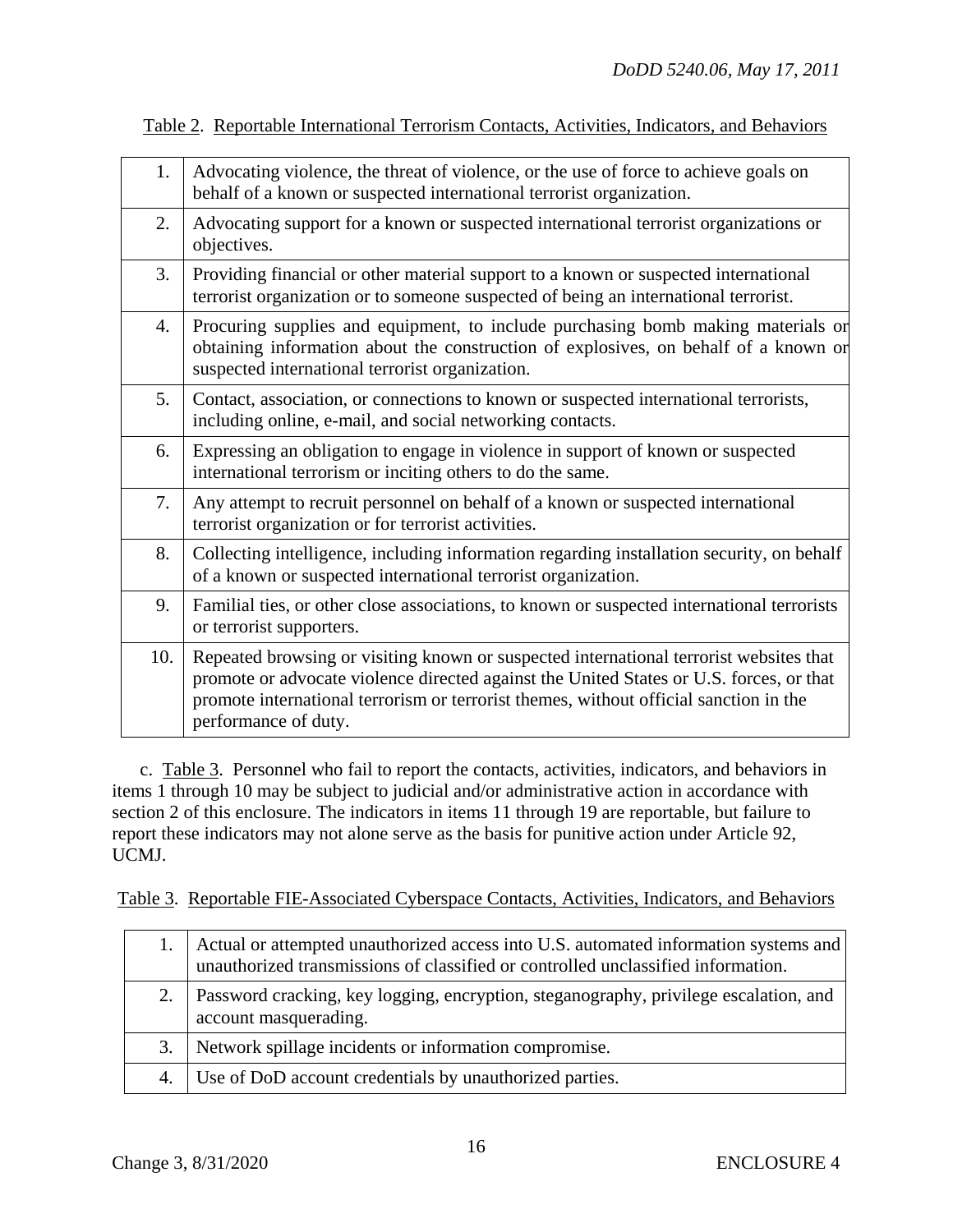Table 2. Reportable International Terrorism Contacts, Activities, Indicators, and Behaviors

| | |
|---|---|
| 1. | Advocating violence, the threat of violence, or the use of force to achieve goals on behalf of a known or suspected international terrorist organization. |
| 2. | Advocating support for a known or suspected international terrorist organizations or objectives. |
| 3. | Providing financial or other material support to a known or suspected international terrorist organization or to someone suspected of being an international terrorist. |
| 4. | Procuring supplies and equipment, to include purchasing bomb making materials or obtaining information about the construction of explosives, on behalf of a known or suspected international terrorist organization. |
| 5. | Contact, association, or connections to known or suspected international terrorists, including online, e-mail, and social networking contacts. |
| 6. | Expressing an obligation to engage in violence in support of known or suspected international terrorism or inciting others to do the same. |
| 7. | Any attempt to recruit personnel on behalf of a known or suspected international terrorist organization or for terrorist activities. |
| 8. | Collecting intelligence, including information regarding installation security, on behalf of a known or suspected international terrorist organization. |
| 9. | Familial ties, or other close associations, to known or suspected international terrorists or terrorist supporters. |
| 10. | Repeated browsing or visiting known or suspected international terrorist websites that promote or advocate violence directed against the United States or U.S. forces, or that promote international terrorism or terrorist themes, without official sanction in the performance of duty. |

c. Table 3. Personnel who fail to report the contacts, activities, indicators, and behaviors in items 1 through 10 may be subject to judicial and/or administrative action in accordance with section 2 of this enclosure. The indicators in items 11 through 19 are reportable, but failure to report these indicators may not alone serve as the basis for punitive action under Article 92, UCMJ.

Table 3. Reportable FIE-Associated Cyberspace Contacts, Activities, Indicators, and Behaviors

| | |
|---|---|
| 1. | Actual or attempted unauthorized access into U.S. automated information systems and unauthorized transmissions of classified or controlled unclassified information. |
| 2. | Password cracking, key logging, encryption, steganography, privilege escalation, and account masquerading. |
| 3. | Network spillage incidents or information compromise. |
| 4. | Use of DoD account credentials by unauthorized parties. |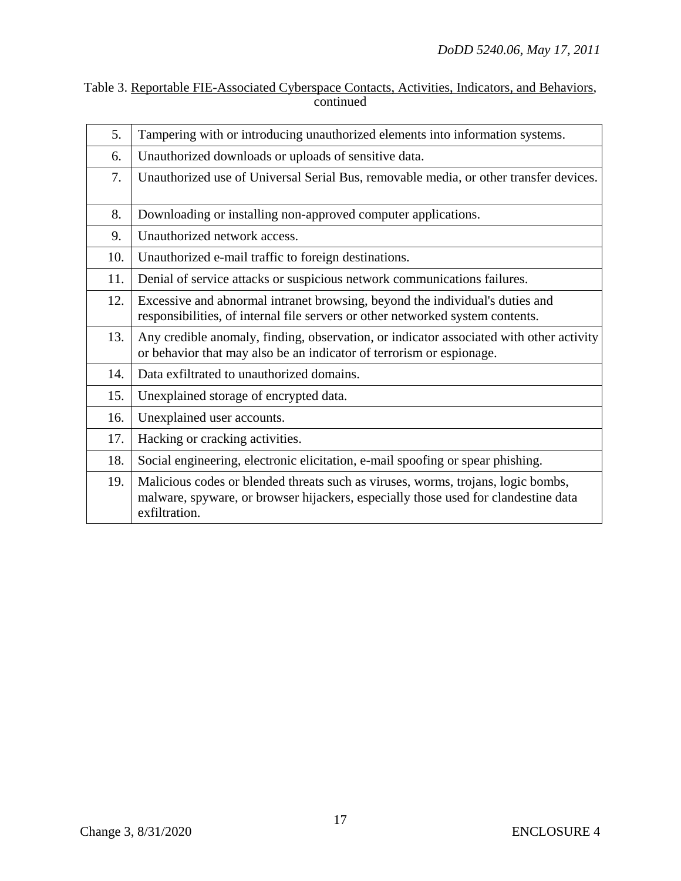Table 3. Reportable FIE-Associated Cyberspace Contacts, Activities, Indicators, and Behaviors, continued

| | |
|---|---|
| 5. | Tampering with or introducing unauthorized elements into information systems. |
| 6. | Unauthorized downloads or uploads of sensitive data. |
| 7. | Unauthorized use of Universal Serial Bus, removable media, or other transfer devices. |
| 8. | Downloading or installing non-approved computer applications. |
| 9. | Unauthorized network access. |
| 10. | Unauthorized e-mail traffic to foreign destinations. |
| 11. | Denial of service attacks or suspicious network communications failures. |
| 12. | Excessive and abnormal intranet browsing, beyond the individual's duties and responsibilities, of internal file servers or other networked system contents. |
| 13. | Any credible anomaly, finding, observation, or indicator associated with other activity or behavior that may also be an indicator of terrorism or espionage. |
| 14. | Data exfiltrated to unauthorized domains. |
| 15. | Unexplained storage of encrypted data. |
| 16. | Unexplained user accounts. |
| 17. | Hacking or cracking activities. |
| 18. | Social engineering, electronic elicitation, e-mail spoofing or spear phishing. |
| 19. | Malicious codes or blended threats such as viruses, worms, trojans, logic bombs, malware, spyware, or browser hijackers, especially those used for clandestine data exfiltration. |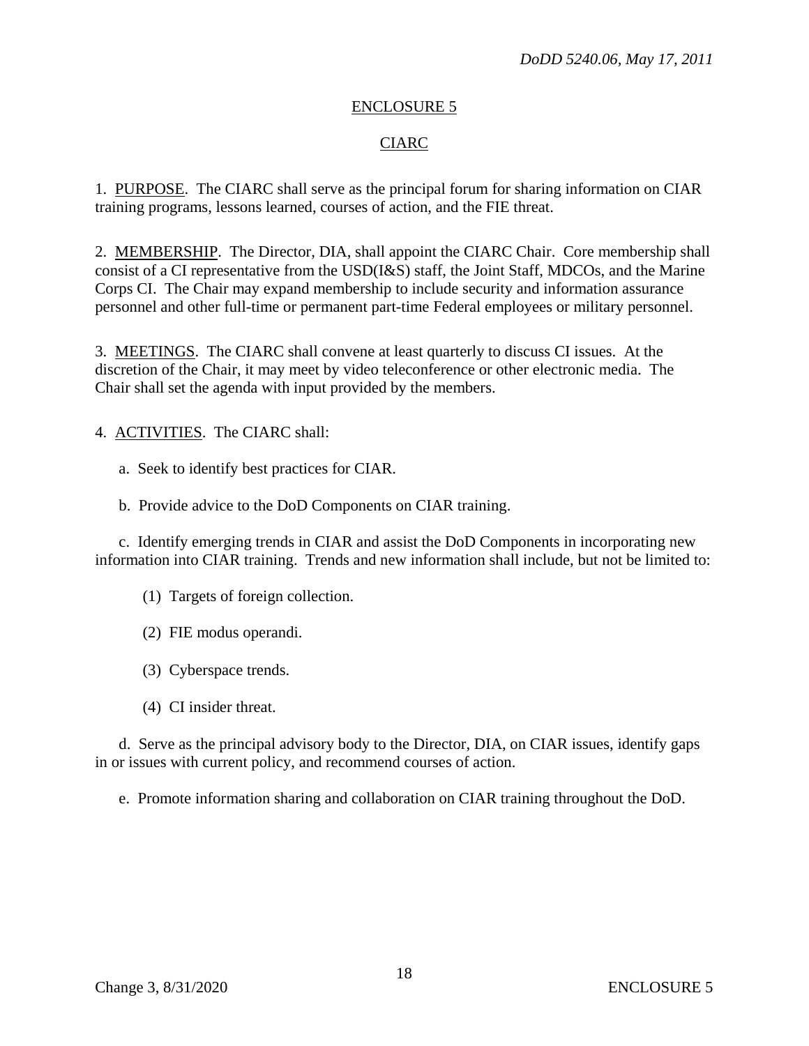## ENCLOSURE 5

## CIARC

1. PURPOSE. The CIARC shall serve as the principal forum for sharing information on CIAR training programs, lessons learned, courses of action, and the FIE threat.

2. MEMBERSHIP. The Director, DIA, shall appoint the CIARC Chair. Core membership shall consist of a CI representative from the USD(I&S) staff, the Joint Staff, MDCOs, and the Marine Corps CI. The Chair may expand membership to include security and information assurance personnel and other full-time or permanent part-time Federal employees or military personnel.

3. MEETINGS. The CIARC shall convene at least quarterly to discuss CI issues. At the discretion of the Chair, it may meet by video teleconference or other electronic media. The Chair shall set the agenda with input provided by the members.

4. ACTIVITIES. The CIARC shall:

a. Seek to identify best practices for CIAR.

b. Provide advice to the DoD Components on CIAR training.

c. Identify emerging trends in CIAR and assist the DoD Components in incorporating new information into CIAR training. Trends and new information shall include, but not be limited to:

(1) Targets of foreign collection.

(2) FIE modus operandi.

(3) Cyberspace trends.

(4) CI insider threat.

d. Serve as the principal advisory body to the Director, DIA, on CIAR issues, identify gaps in or issues with current policy, and recommend courses of action.

e. Promote information sharing and collaboration on CIAR training throughout the DoD.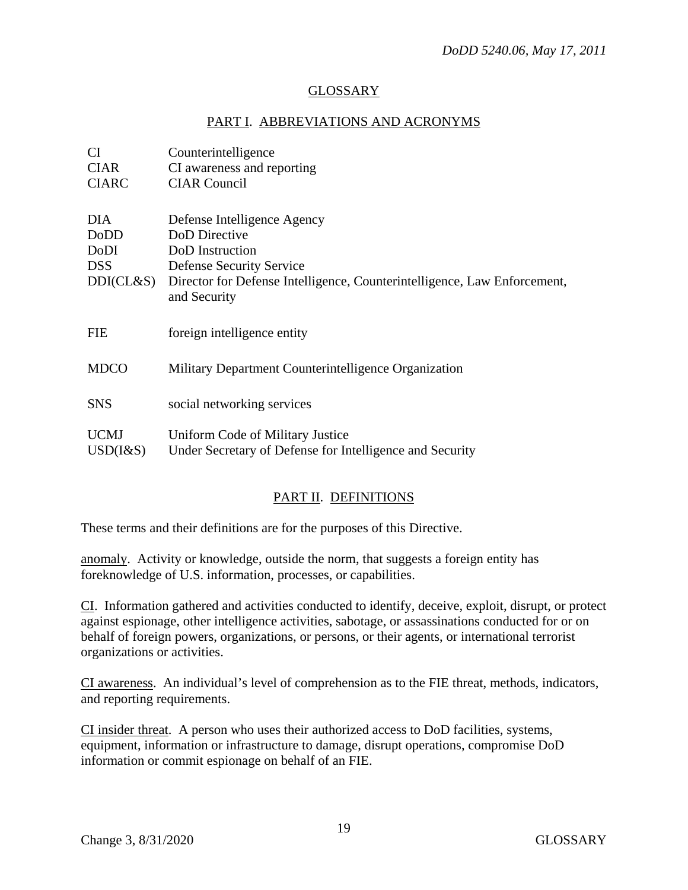# GLOSSARY

## PART I. ABBREVIATIONS AND ACRONYMS

| | |
|---|---|
| CI | Counterintelligence |
| CIAR | CI awareness and reporting |
| CIARC | CIAR Council |
| DIA | Defense Intelligence Agency |
| DoDD | DoD Directive |
| DoDI | DoD Instruction |
| DSS | Defense Security Service |
| DDI(CL&S) | Director for Defense Intelligence, Counterintelligence, Law Enforcement, and Security |
| FIE | foreign intelligence entity |
| MDCO | Military Department Counterintelligence Organization |
| SNS | social networking services |
| UCMJ | Uniform Code of Military Justice |
| USD(I&S) | Under Secretary of Defense for Intelligence and Security |

## PART II. DEFINITIONS

These terms and their definitions are for the purposes of this Directive.

anomaly. Activity or knowledge, outside the norm, that suggests a foreign entity has foreknowledge of U.S. information, processes, or capabilities.

CI. Information gathered and activities conducted to identify, deceive, exploit, disrupt, or protect against espionage, other intelligence activities, sabotage, or assassinations conducted for or on behalf of foreign powers, organizations, or persons, or their agents, or international terrorist organizations or activities.

CI awareness. An individual's level of comprehension as to the FIE threat, methods, indicators, and reporting requirements.

CI insider threat. A person who uses their authorized access to DoD facilities, systems, equipment, information or infrastructure to damage, disrupt operations, compromise DoD information or commit espionage on behalf of an FIE.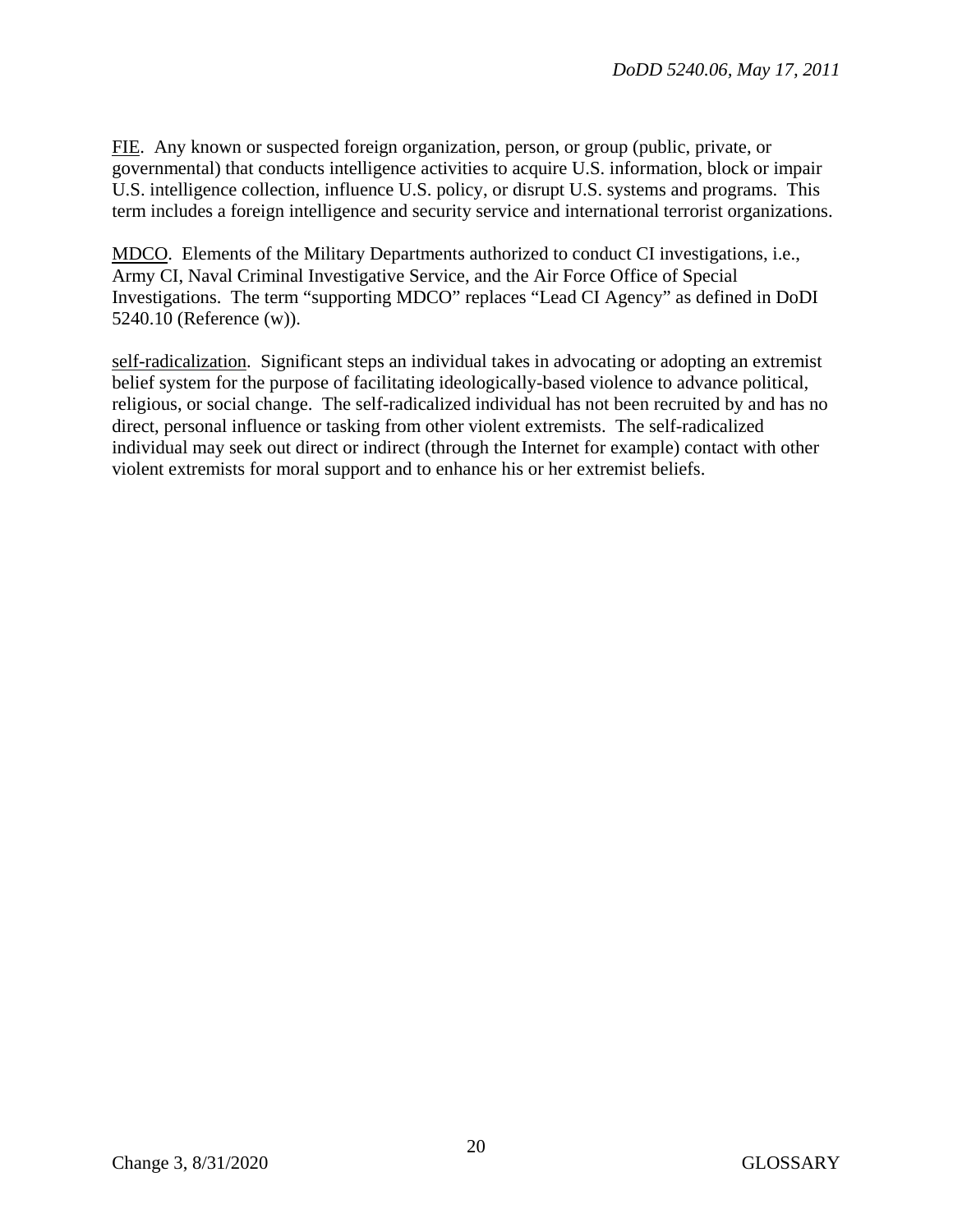<u>FIE</u>. Any known or suspected foreign organization, person, or group (public, private, or governmental) that conducts intelligence activities to acquire U.S. information, block or impair U.S. intelligence collection, influence U.S. policy, or disrupt U.S. systems and programs. This term includes a foreign intelligence and security service and international terrorist organizations.

<u>MDCO</u>. Elements of the Military Departments authorized to conduct CI investigations, i.e., Army CI, Naval Criminal Investigative Service, and the Air Force Office of Special Investigations. The term "supporting MDCO" replaces "Lead CI Agency" as defined in DoDI 5240.10 (Reference (w)).

<u>self-radicalization</u>. Significant steps an individual takes in advocating or adopting an extremist belief system for the purpose of facilitating ideologically-based violence to advance political, religious, or social change. The self-radicalized individual has not been recruited by and has no direct, personal influence or tasking from other violent extremists. The self-radicalized individual may seek out direct or indirect (through the Internet for example) contact with other violent extremists for moral support and to enhance his or her extremist beliefs.